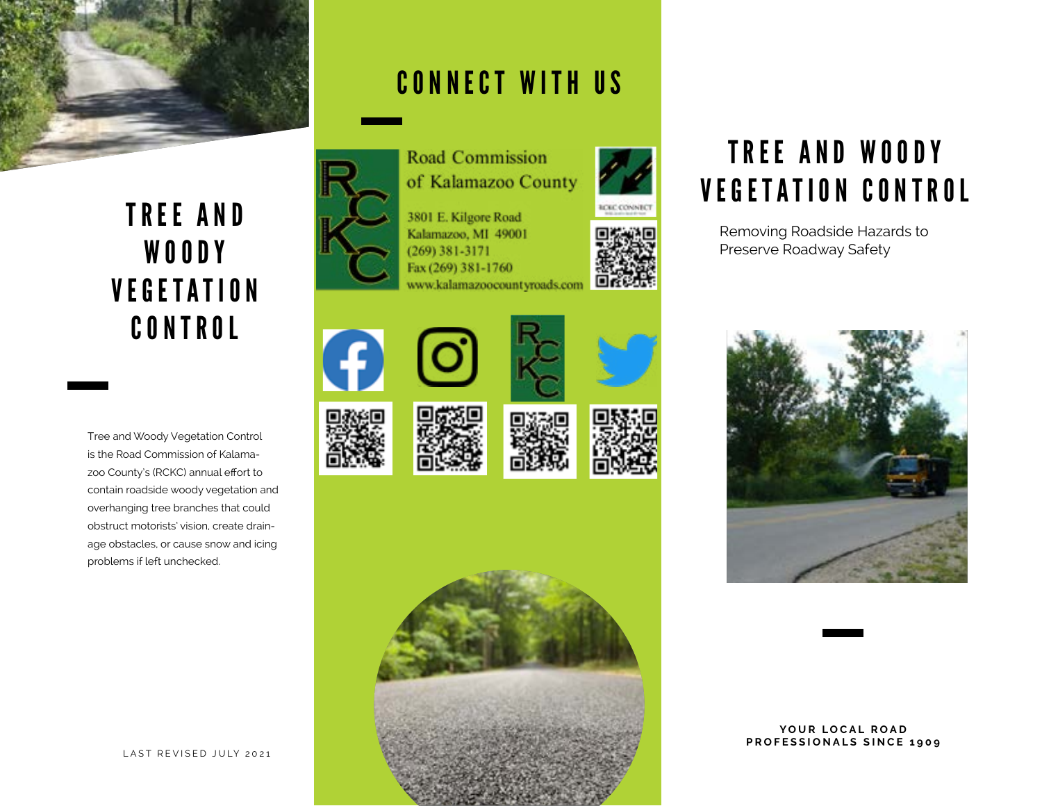# TREE AND WOODY VEGETATION CONTROL

Tree and Woody Vegetation Control is the Road Commission of Kalamazoo County's (RCKC) annual effort to contain roadside woody vegetation and overhanging tree branches that could obstruct motorists' vision, create drainage obstacles, or cause snow and icing problems if left unchecked.

LAST REVISED JULY 2021

# CONNECT WITH US

Road Commission of Kalamazoo County

3801 E. Kilgore Road
Kalamazoo, MI 49001
(269) 381-3171
Fax (269) 381-1760
www.kalamazoocountyroads.com

RCKC CONNECT

# TREE AND WOODY VEGETATION CONTROL

Removing Roadside Hazards to Preserve Roadway Safety

**YOUR LOCAL ROAD PROFESSIONALS SINCE 1909**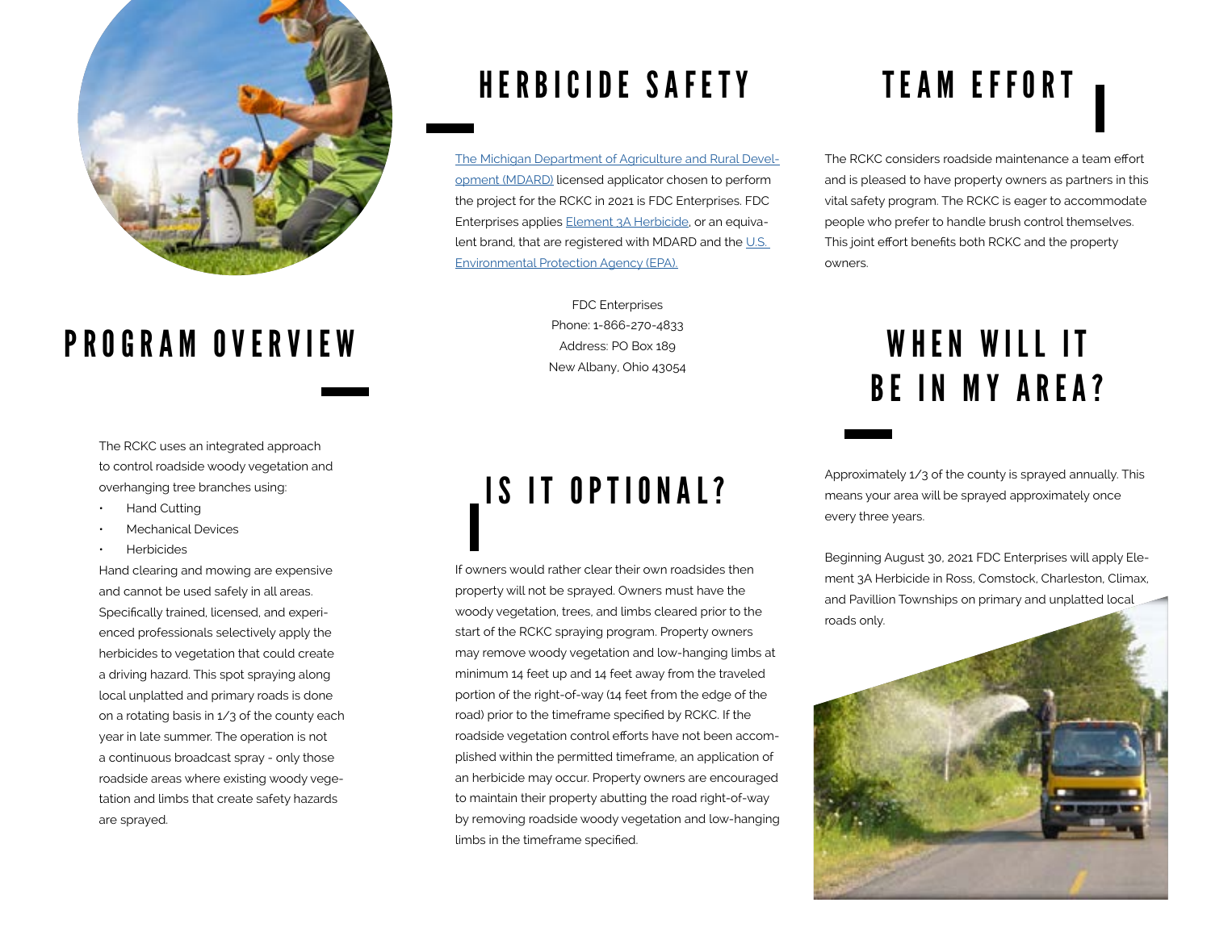## PROGRAM OVERVIEW

The RCKC uses an integrated approach to control roadside woody vegetation and overhanging tree branches using:

- Hand Cutting
- Mechanical Devices
- Herbicides

Hand clearing and mowing are expensive and cannot be used safely in all areas. Specifically trained, licensed, and experienced professionals selectively apply the herbicides to vegetation that could create a driving hazard. This spot spraying along local unplatted and primary roads is done on a rotating basis in 1/3 of the county each year in late summer. The operation is not a continuous broadcast spray - only those roadside areas where existing woody vegetation and limbs that create safety hazards are sprayed.

## HERBICIDE SAFETY

The Michigan Department of Agriculture and Rural Development (MDARD) licensed applicator chosen to perform the project for the RCKC in 2021 is FDC Enterprises. FDC Enterprises applies Element 3A Herbicide, or an equivalent brand, that are registered with MDARD and the U.S. Environmental Protection Agency (EPA).

FDC Enterprises
Phone: 1-866-270-4833
Address: PO Box 189
New Albany, Ohio 43054

## IS IT OPTIONAL?

If owners would rather clear their own roadsides then property will not be sprayed. Owners must have the woody vegetation, trees, and limbs cleared prior to the start of the RCKC spraying program. Property owners may remove woody vegetation and low-hanging limbs at minimum 14 feet up and 14 feet away from the traveled portion of the right-of-way (14 feet from the edge of the road) prior to the timeframe specified by RCKC. If the roadside vegetation control efforts have not been accomplished within the permitted timeframe, an application of an herbicide may occur. Property owners are encouraged to maintain their property abutting the road right-of-way by removing roadside woody vegetation and low-hanging limbs in the timeframe specified.

## TEAM EFFORT

The RCKC considers roadside maintenance a team effort and is pleased to have property owners as partners in this vital safety program. The RCKC is eager to accommodate people who prefer to handle brush control themselves. This joint effort benefits both RCKC and the property owners.

## WHEN WILL IT BE IN MY AREA?

Approximately 1/3 of the county is sprayed annually. This means your area will be sprayed approximately once every three years.

Beginning August 30, 2021 FDC Enterprises will apply Element 3A Herbicide in Ross, Comstock, Charleston, Climax, and Pavillion Townships on primary and unplatted local roads only.